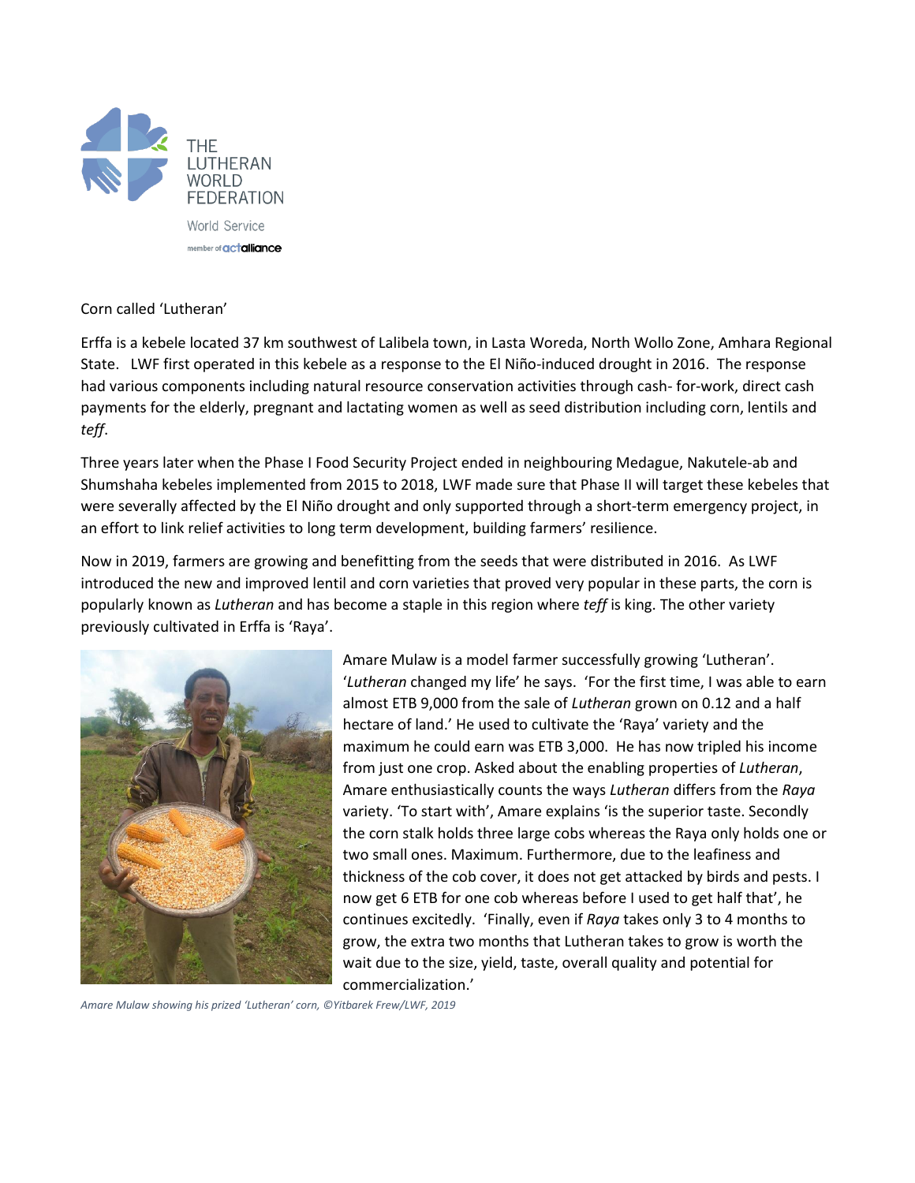THE LUTHERAN WORLD FEDERATION

World Service

member of actalliance

Corn called 'Lutheran'

Erffa is a kebele located 37 km southwest of Lalibela town, in Lasta Woreda, North Wollo Zone, Amhara Regional State. LWF first operated in this kebele as a response to the El Niño-induced drought in 2016. The response had various components including natural resource conservation activities through cash- for-work, direct cash payments for the elderly, pregnant and lactating women as well as seed distribution including corn, lentils and *teff*.

Three years later when the Phase I Food Security Project ended in neighbouring Medague, Nakutele-ab and Shumshaha kebeles implemented from 2015 to 2018, LWF made sure that Phase II will target these kebeles that were severally affected by the El Niño drought and only supported through a short-term emergency project, in an effort to link relief activities to long term development, building farmers' resilience.

Now in 2019, farmers are growing and benefitting from the seeds that were distributed in 2016. As LWF introduced the new and improved lentil and corn varieties that proved very popular in these parts, the corn is popularly known as *Lutheran* and has become a staple in this region where *teff* is king. The other variety previously cultivated in Erffa is 'Raya'.

Amare Mulaw is a model farmer successfully growing 'Lutheran'. '*Lutheran* changed my life' he says. 'For the first time, I was able to earn almost ETB 9,000 from the sale of *Lutheran* grown on 0.12 and a half hectare of land.' He used to cultivate the 'Raya' variety and the maximum he could earn was ETB 3,000. He has now tripled his income from just one crop. Asked about the enabling properties of *Lutheran*, Amare enthusiastically counts the ways *Lutheran* differs from the *Raya* variety. 'To start with', Amare explains 'is the superior taste. Secondly the corn stalk holds three large cobs whereas the Raya only holds one or two small ones. Maximum. Furthermore, due to the leafiness and thickness of the cob cover, it does not get attacked by birds and pests. I now get 6 ETB for one cob whereas before I used to get half that', he continues excitedly. 'Finally, even if *Raya* takes only 3 to 4 months to grow, the extra two months that Lutheran takes to grow is worth the wait due to the size, yield, taste, overall quality and potential for commercialization.'

*Amare Mulaw showing his prized 'Lutheran' corn, ©Yitbarek Frew/LWF, 2019*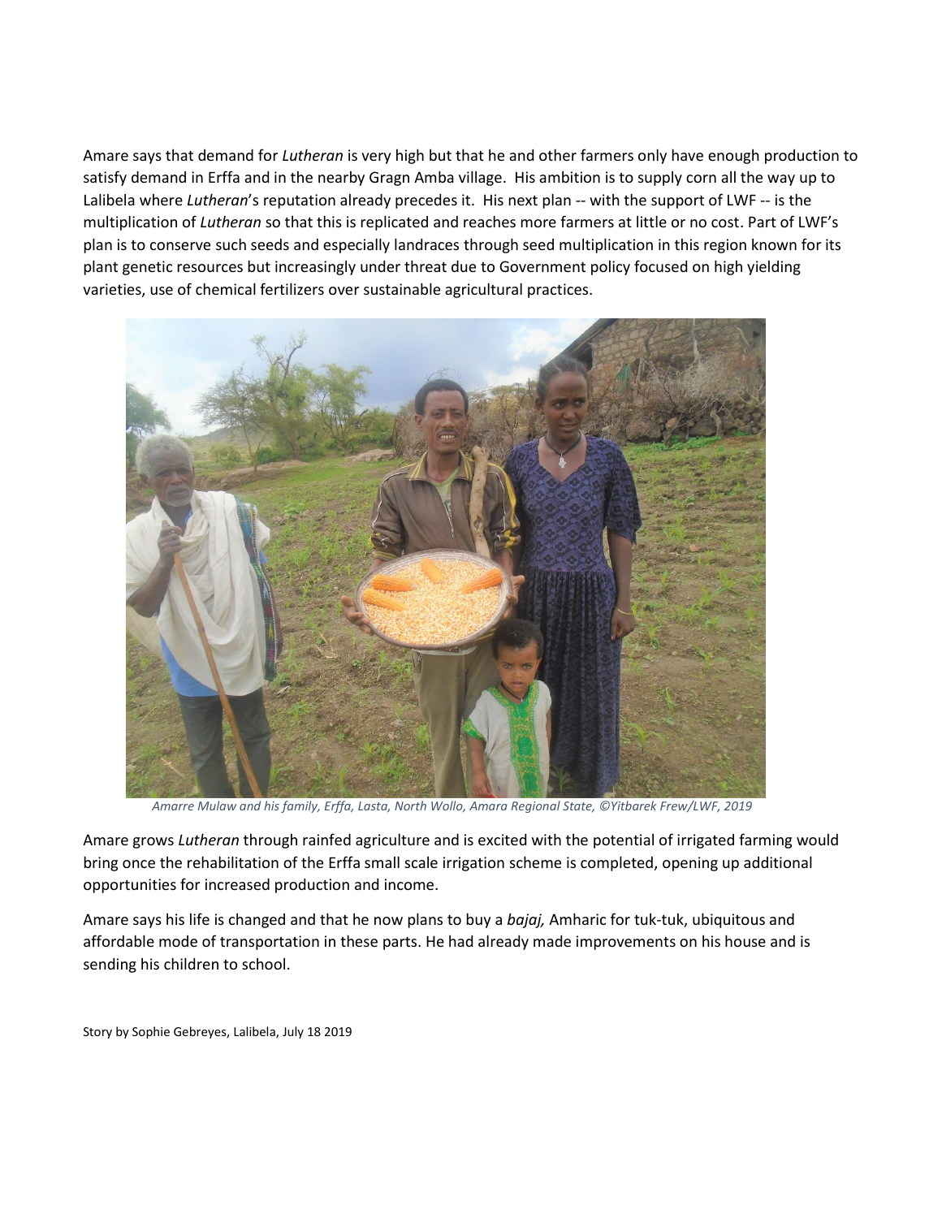Amare says that demand for *Lutheran* is very high but that he and other farmers only have enough production to satisfy demand in Erffa and in the nearby Gragn Amba village. His ambition is to supply corn all the way up to Lalibela where *Lutheran*'s reputation already precedes it. His next plan -- with the support of LWF -- is the multiplication of *Lutheran* so that this is replicated and reaches more farmers at little or no cost. Part of LWF's plan is to conserve such seeds and especially landraces through seed multiplication in this region known for its plant genetic resources but increasingly under threat due to Government policy focused on high yielding varieties, use of chemical fertilizers over sustainable agricultural practices.

*Amarre Mulaw and his family, Erffa, Lasta, North Wollo, Amara Regional State, ©Yitbarek Frew/LWF, 2019*

Amare grows *Lutheran* through rainfed agriculture and is excited with the potential of irrigated farming would bring once the rehabilitation of the Erffa small scale irrigation scheme is completed, opening up additional opportunities for increased production and income.

Amare says his life is changed and that he now plans to buy a *bajaj,* Amharic for tuk-tuk, ubiquitous and affordable mode of transportation in these parts. He had already made improvements on his house and is sending his children to school.

Story by Sophie Gebreyes, Lalibela, July 18 2019